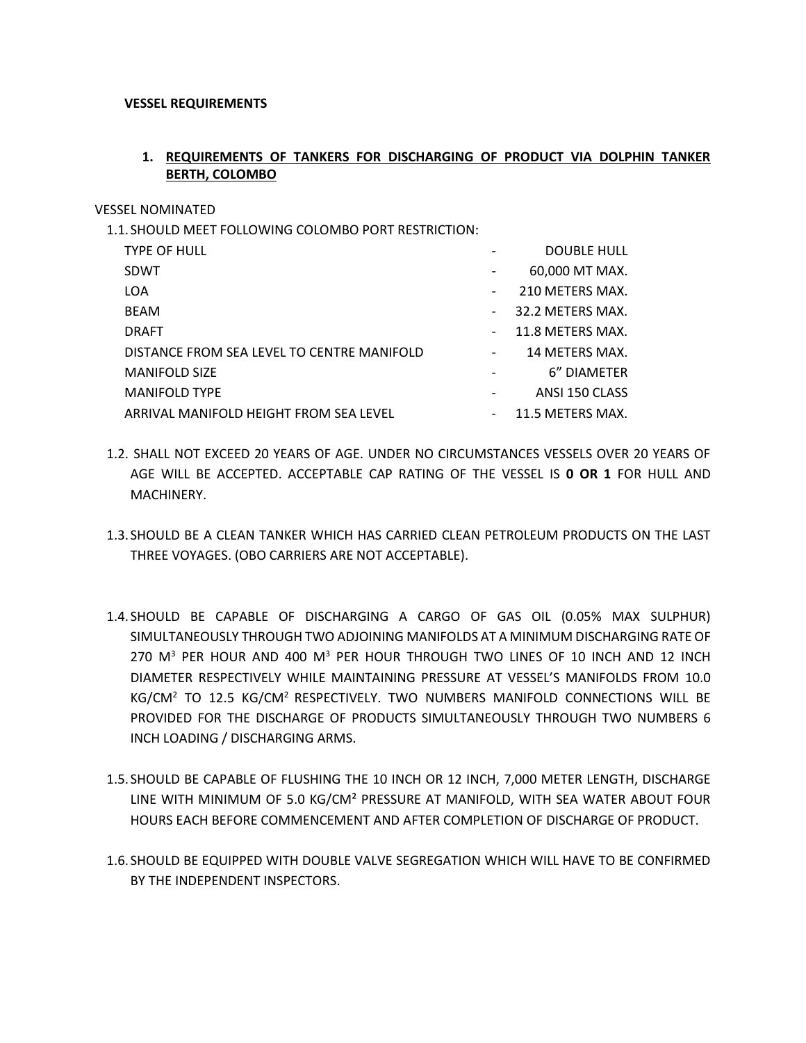**VESSEL REQUIREMENTS**

1. **REQUIREMENTS OF TANKERS FOR DISCHARGING OF PRODUCT VIA DOLPHIN TANKER BERTH, COLOMBO**

VESSEL NOMINATED

1.1. SHOULD MEET FOLLOWING COLOMBO PORT RESTRICTION:

| | | |
|---|---|---|
| TYPE OF HULL | - | DOUBLE HULL |
| SDWT | - | 60,000 MT MAX. |
| LOA | - | 210 METERS MAX. |
| BEAM | - | 32.2 METERS MAX. |
| DRAFT | - | 11.8 METERS MAX. |
| DISTANCE FROM SEA LEVEL TO CENTRE MANIFOLD | - | 14 METERS MAX. |
| MANIFOLD SIZE | - | 6" DIAMETER |
| MANIFOLD TYPE | - | ANSI 150 CLASS |
| ARRIVAL MANIFOLD HEIGHT FROM SEA LEVEL | - | 11.5 METERS MAX. |

1.2. SHALL NOT EXCEED 20 YEARS OF AGE. UNDER NO CIRCUMSTANCES VESSELS OVER 20 YEARS OF AGE WILL BE ACCEPTED. ACCEPTABLE CAP RATING OF THE VESSEL IS **0 OR 1** FOR HULL AND MACHINERY.

1.3. SHOULD BE A CLEAN TANKER WHICH HAS CARRIED CLEAN PETROLEUM PRODUCTS ON THE LAST THREE VOYAGES. (OBO CARRIERS ARE NOT ACCEPTABLE).

1.4. SHOULD BE CAPABLE OF DISCHARGING A CARGO OF GAS OIL (0.05% MAX SULPHUR) SIMULTANEOUSLY THROUGH TWO ADJOINING MANIFOLDS AT A MINIMUM DISCHARGING RATE OF 270 $M^3$ PER HOUR AND 400 $M^3$ PER HOUR THROUGH TWO LINES OF 10 INCH AND 12 INCH DIAMETER RESPECTIVELY WHILE MAINTAINING PRESSURE AT VESSEL'S MANIFOLDS FROM 10.0 $KG/CM^2$ TO 12.5 $KG/CM^2$ RESPECTIVELY. TWO NUMBERS MANIFOLD CONNECTIONS WILL BE PROVIDED FOR THE DISCHARGE OF PRODUCTS SIMULTANEOUSLY THROUGH TWO NUMBERS 6 INCH LOADING / DISCHARGING ARMS.

1.5. SHOULD BE CAPABLE OF FLUSHING THE 10 INCH OR 12 INCH, 7,000 METER LENGTH, DISCHARGE LINE WITH MINIMUM OF 5.0 $KG/CM^2$ PRESSURE AT MANIFOLD, WITH SEA WATER ABOUT FOUR HOURS EACH BEFORE COMMENCEMENT AND AFTER COMPLETION OF DISCHARGE OF PRODUCT.

1.6. SHOULD BE EQUIPPED WITH DOUBLE VALVE SEGREGATION WHICH WILL HAVE TO BE CONFIRMED BY THE INDEPENDENT INSPECTORS.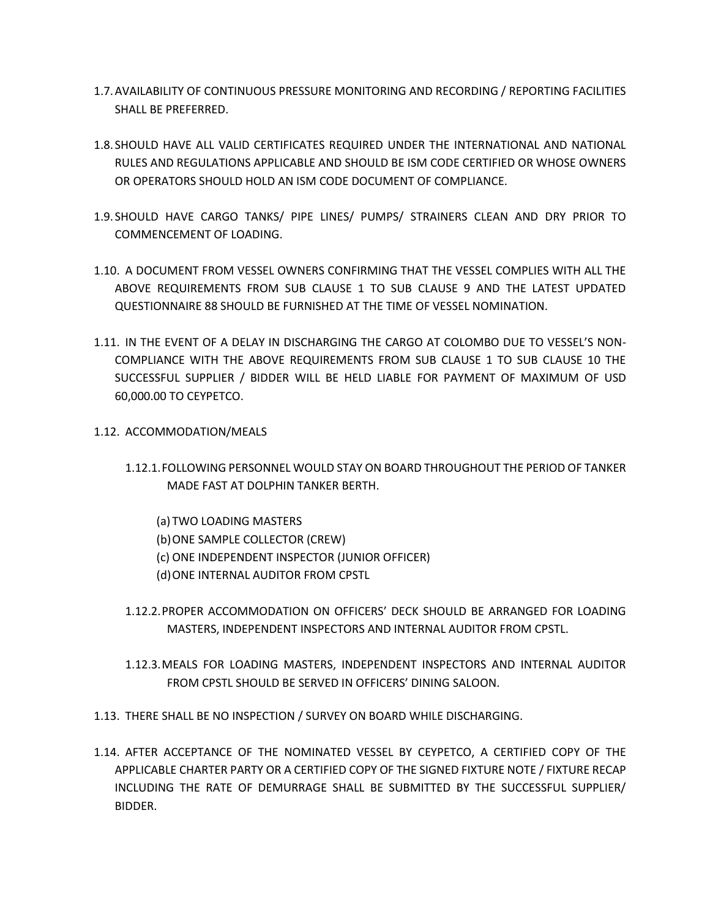1.7. AVAILABILITY OF CONTINUOUS PRESSURE MONITORING AND RECORDING / REPORTING FACILITIES SHALL BE PREFERRED.

1.8. SHOULD HAVE ALL VALID CERTIFICATES REQUIRED UNDER THE INTERNATIONAL AND NATIONAL RULES AND REGULATIONS APPLICABLE AND SHOULD BE ISM CODE CERTIFIED OR WHOSE OWNERS OR OPERATORS SHOULD HOLD AN ISM CODE DOCUMENT OF COMPLIANCE.

1.9. SHOULD HAVE CARGO TANKS/ PIPE LINES/ PUMPS/ STRAINERS CLEAN AND DRY PRIOR TO COMMENCEMENT OF LOADING.

1.10. A DOCUMENT FROM VESSEL OWNERS CONFIRMING THAT THE VESSEL COMPLIES WITH ALL THE ABOVE REQUIREMENTS FROM SUB CLAUSE 1 TO SUB CLAUSE 9 AND THE LATEST UPDATED QUESTIONNAIRE 88 SHOULD BE FURNISHED AT THE TIME OF VESSEL NOMINATION.

1.11. IN THE EVENT OF A DELAY IN DISCHARGING THE CARGO AT COLOMBO DUE TO VESSEL'S NON-COMPLIANCE WITH THE ABOVE REQUIREMENTS FROM SUB CLAUSE 1 TO SUB CLAUSE 10 THE SUCCESSFUL SUPPLIER / BIDDER WILL BE HELD LIABLE FOR PAYMENT OF MAXIMUM OF USD 60,000.00 TO CEYPETCO.

1.12. ACCOMMODATION/MEALS

1.12.1. FOLLOWING PERSONNEL WOULD STAY ON BOARD THROUGHOUT THE PERIOD OF TANKER MADE FAST AT DOLPHIN TANKER BERTH.

(a) TWO LOADING MASTERS
(b) ONE SAMPLE COLLECTOR (CREW)
(c) ONE INDEPENDENT INSPECTOR (JUNIOR OFFICER)
(d) ONE INTERNAL AUDITOR FROM CPSTL

1.12.2. PROPER ACCOMMODATION ON OFFICERS' DECK SHOULD BE ARRANGED FOR LOADING MASTERS, INDEPENDENT INSPECTORS AND INTERNAL AUDITOR FROM CPSTL.

1.12.3. MEALS FOR LOADING MASTERS, INDEPENDENT INSPECTORS AND INTERNAL AUDITOR FROM CPSTL SHOULD BE SERVED IN OFFICERS' DINING SALOON.

1.13. THERE SHALL BE NO INSPECTION / SURVEY ON BOARD WHILE DISCHARGING.

1.14. AFTER ACCEPTANCE OF THE NOMINATED VESSEL BY CEYPETCO, A CERTIFIED COPY OF THE APPLICABLE CHARTER PARTY OR A CERTIFIED COPY OF THE SIGNED FIXTURE NOTE / FIXTURE RECAP INCLUDING THE RATE OF DEMURRAGE SHALL BE SUBMITTED BY THE SUCCESSFUL SUPPLIER/ BIDDER.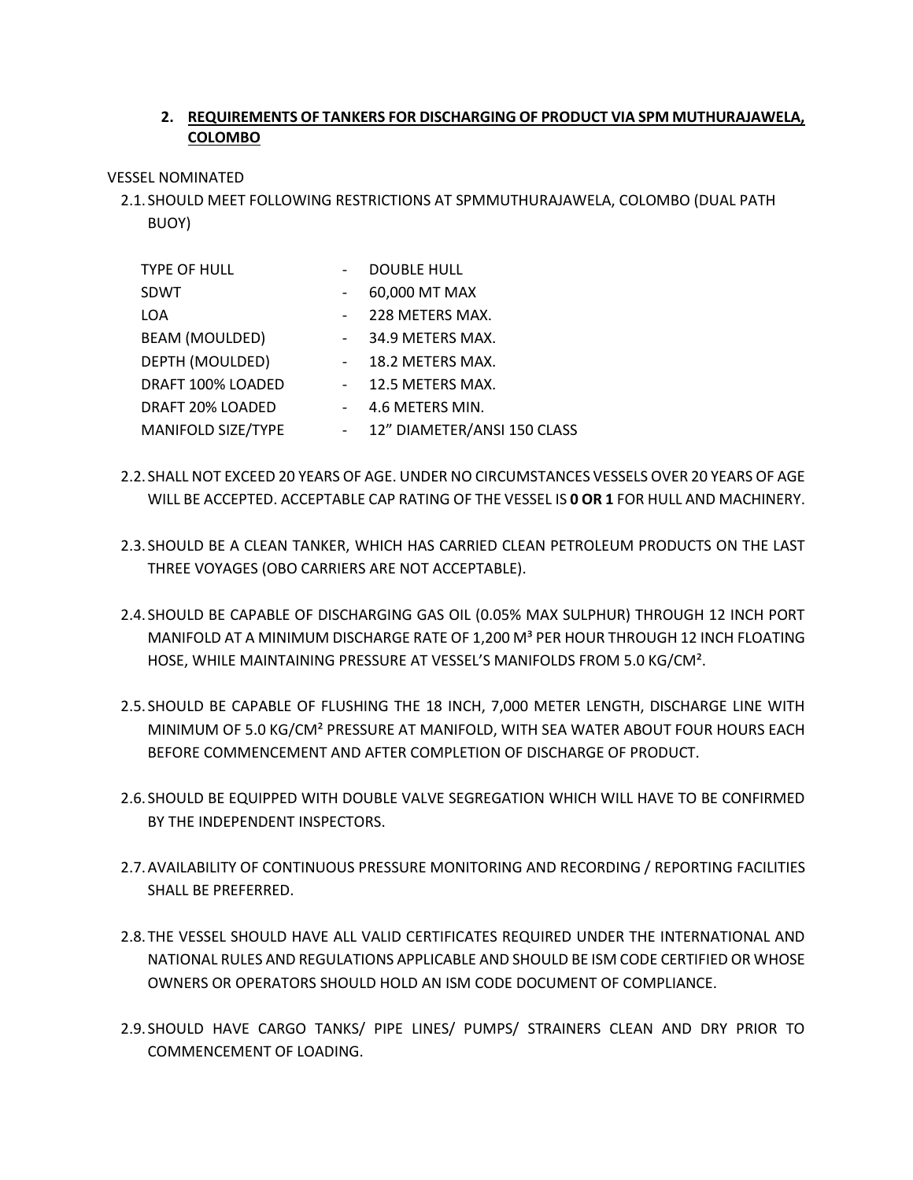## 2. REQUIREMENTS OF TANKERS FOR DISCHARGING OF PRODUCT VIA SPM MUTHURAJAWELA, COLOMBO

VESSEL NOMINATED

2.1. SHOULD MEET FOLLOWING RESTRICTIONS AT SPMMUTHURAJAWELA, COLOMBO (DUAL PATH BUOY)

| | | |
|---|---|---|
| TYPE OF HULL | - | DOUBLE HULL |
| SDWT | - | 60,000 MT MAX |
| LOA | - | 228 METERS MAX. |
| BEAM (MOULDED) | - | 34.9 METERS MAX. |
| DEPTH (MOULDED) | - | 18.2 METERS MAX. |
| DRAFT 100% LOADED | - | 12.5 METERS MAX. |
| DRAFT 20% LOADED | - | 4.6 METERS MIN. |
| MANIFOLD SIZE/TYPE | - | 12" DIAMETER/ANSI 150 CLASS |

2.2. SHALL NOT EXCEED 20 YEARS OF AGE. UNDER NO CIRCUMSTANCES VESSELS OVER 20 YEARS OF AGE WILL BE ACCEPTED. ACCEPTABLE CAP RATING OF THE VESSEL IS **0 OR 1** FOR HULL AND MACHINERY.

2.3. SHOULD BE A CLEAN TANKER, WHICH HAS CARRIED CLEAN PETROLEUM PRODUCTS ON THE LAST THREE VOYAGES (OBO CARRIERS ARE NOT ACCEPTABLE).

2.4. SHOULD BE CAPABLE OF DISCHARGING GAS OIL (0.05% MAX SULPHUR) THROUGH 12 INCH PORT MANIFOLD AT A MINIMUM DISCHARGE RATE OF 1,200 $M^3$ PER HOUR THROUGH 12 INCH FLOATING HOSE, WHILE MAINTAINING PRESSURE AT VESSEL'S MANIFOLDS FROM 5.0 $KG/CM^2$.

2.5. SHOULD BE CAPABLE OF FLUSHING THE 18 INCH, 7,000 METER LENGTH, DISCHARGE LINE WITH MINIMUM OF 5.0 $KG/CM^2$ PRESSURE AT MANIFOLD, WITH SEA WATER ABOUT FOUR HOURS EACH BEFORE COMMENCEMENT AND AFTER COMPLETION OF DISCHARGE OF PRODUCT.

2.6. SHOULD BE EQUIPPED WITH DOUBLE VALVE SEGREGATION WHICH WILL HAVE TO BE CONFIRMED BY THE INDEPENDENT INSPECTORS.

2.7. AVAILABILITY OF CONTINUOUS PRESSURE MONITORING AND RECORDING / REPORTING FACILITIES SHALL BE PREFERRED.

2.8. THE VESSEL SHOULD HAVE ALL VALID CERTIFICATES REQUIRED UNDER THE INTERNATIONAL AND NATIONAL RULES AND REGULATIONS APPLICABLE AND SHOULD BE ISM CODE CERTIFIED OR WHOSE OWNERS OR OPERATORS SHOULD HOLD AN ISM CODE DOCUMENT OF COMPLIANCE.

2.9. SHOULD HAVE CARGO TANKS/ PIPE LINES/ PUMPS/ STRAINERS CLEAN AND DRY PRIOR TO COMMENCEMENT OF LOADING.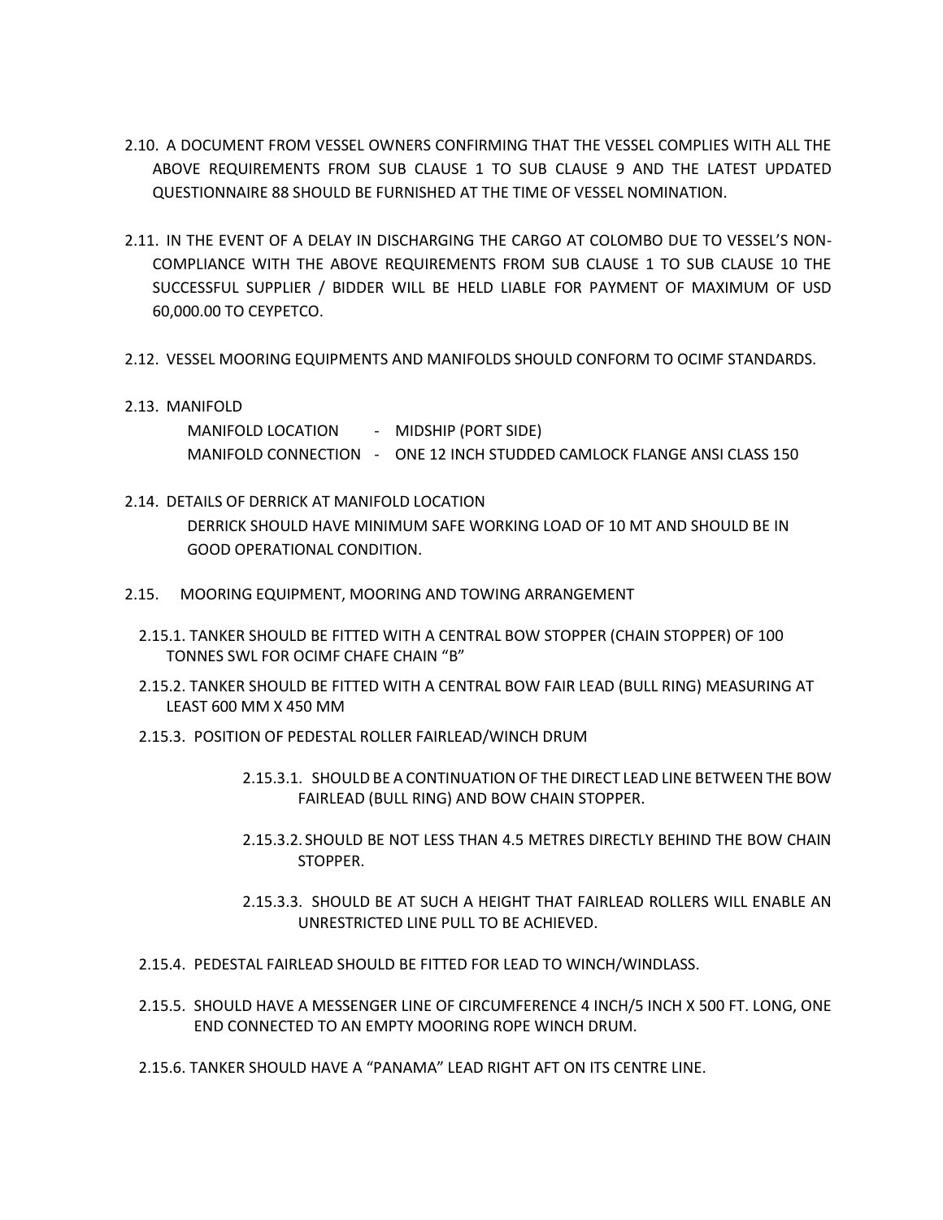2.10. A DOCUMENT FROM VESSEL OWNERS CONFIRMING THAT THE VESSEL COMPLIES WITH ALL THE ABOVE REQUIREMENTS FROM SUB CLAUSE 1 TO SUB CLAUSE 9 AND THE LATEST UPDATED QUESTIONNAIRE 88 SHOULD BE FURNISHED AT THE TIME OF VESSEL NOMINATION.

2.11. IN THE EVENT OF A DELAY IN DISCHARGING THE CARGO AT COLOMBO DUE TO VESSEL'S NON-COMPLIANCE WITH THE ABOVE REQUIREMENTS FROM SUB CLAUSE 1 TO SUB CLAUSE 10 THE SUCCESSFUL SUPPLIER / BIDDER WILL BE HELD LIABLE FOR PAYMENT OF MAXIMUM OF USD 60,000.00 TO CEYPETCO.

2.12. VESSEL MOORING EQUIPMENTS AND MANIFOLDS SHOULD CONFORM TO OCIMF STANDARDS.

2.13. MANIFOLD

MANIFOLD LOCATION - MIDSHIP (PORT SIDE)

MANIFOLD CONNECTION - ONE 12 INCH STUDDED CAMLOCK FLANGE ANSI CLASS 150

2.14. DETAILS OF DERRICK AT MANIFOLD LOCATION

DERRICK SHOULD HAVE MINIMUM SAFE WORKING LOAD OF 10 MT AND SHOULD BE IN GOOD OPERATIONAL CONDITION.

2.15. MOORING EQUIPMENT, MOORING AND TOWING ARRANGEMENT

2.15.1. TANKER SHOULD BE FITTED WITH A CENTRAL BOW STOPPER (CHAIN STOPPER) OF 100 TONNES SWL FOR OCIMF CHAFE CHAIN "B"

2.15.2. TANKER SHOULD BE FITTED WITH A CENTRAL BOW FAIR LEAD (BULL RING) MEASURING AT LEAST 600 MM X 450 MM

2.15.3. POSITION OF PEDESTAL ROLLER FAIRLEAD/WINCH DRUM

2.15.3.1. SHOULD BE A CONTINUATION OF THE DIRECT LEAD LINE BETWEEN THE BOW FAIRLEAD (BULL RING) AND BOW CHAIN STOPPER.

2.15.3.2. SHOULD BE NOT LESS THAN 4.5 METRES DIRECTLY BEHIND THE BOW CHAIN STOPPER.

2.15.3.3. SHOULD BE AT SUCH A HEIGHT THAT FAIRLEAD ROLLERS WILL ENABLE AN UNRESTRICTED LINE PULL TO BE ACHIEVED.

2.15.4. PEDESTAL FAIRLEAD SHOULD BE FITTED FOR LEAD TO WINCH/WINDLASS.

2.15.5. SHOULD HAVE A MESSENGER LINE OF CIRCUMFERENCE 4 INCH/5 INCH X 500 FT. LONG, ONE END CONNECTED TO AN EMPTY MOORING ROPE WINCH DRUM.

2.15.6. TANKER SHOULD HAVE A "PANAMA" LEAD RIGHT AFT ON ITS CENTRE LINE.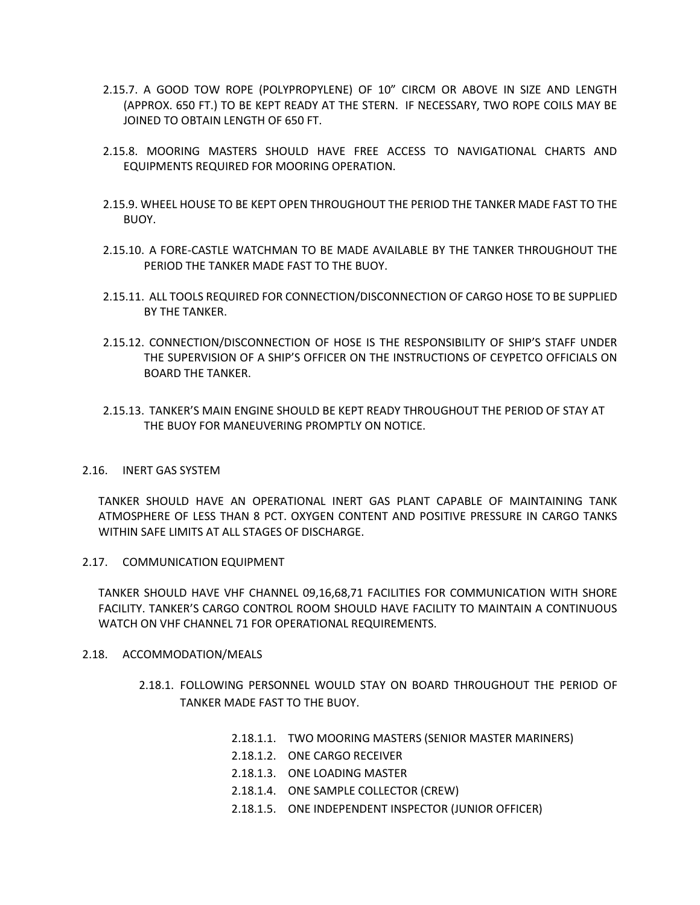2.15.7. A GOOD TOW ROPE (POLYPROPYLENE) OF 10" CIRCM OR ABOVE IN SIZE AND LENGTH (APPROX. 650 FT.) TO BE KEPT READY AT THE STERN. IF NECESSARY, TWO ROPE COILS MAY BE JOINED TO OBTAIN LENGTH OF 650 FT.

2.15.8. MOORING MASTERS SHOULD HAVE FREE ACCESS TO NAVIGATIONAL CHARTS AND EQUIPMENTS REQUIRED FOR MOORING OPERATION.

2.15.9. WHEEL HOUSE TO BE KEPT OPEN THROUGHOUT THE PERIOD THE TANKER MADE FAST TO THE BUOY.

2.15.10. A FORE-CASTLE WATCHMAN TO BE MADE AVAILABLE BY THE TANKER THROUGHOUT THE PERIOD THE TANKER MADE FAST TO THE BUOY.

2.15.11. ALL TOOLS REQUIRED FOR CONNECTION/DISCONNECTION OF CARGO HOSE TO BE SUPPLIED BY THE TANKER.

2.15.12. CONNECTION/DISCONNECTION OF HOSE IS THE RESPONSIBILITY OF SHIP'S STAFF UNDER THE SUPERVISION OF A SHIP'S OFFICER ON THE INSTRUCTIONS OF CEYPETCO OFFICIALS ON BOARD THE TANKER.

2.15.13. TANKER'S MAIN ENGINE SHOULD BE KEPT READY THROUGHOUT THE PERIOD OF STAY AT THE BUOY FOR MANEUVERING PROMPTLY ON NOTICE.

## 2.16. INERT GAS SYSTEM

TANKER SHOULD HAVE AN OPERATIONAL INERT GAS PLANT CAPABLE OF MAINTAINING TANK ATMOSPHERE OF LESS THAN 8 PCT. OXYGEN CONTENT AND POSITIVE PRESSURE IN CARGO TANKS WITHIN SAFE LIMITS AT ALL STAGES OF DISCHARGE.

## 2.17. COMMUNICATION EQUIPMENT

TANKER SHOULD HAVE VHF CHANNEL 09,16,68,71 FACILITIES FOR COMMUNICATION WITH SHORE FACILITY. TANKER'S CARGO CONTROL ROOM SHOULD HAVE FACILITY TO MAINTAIN A CONTINUOUS WATCH ON VHF CHANNEL 71 FOR OPERATIONAL REQUIREMENTS.

## 2.18. ACCOMMODATION/MEALS

2.18.1. FOLLOWING PERSONNEL WOULD STAY ON BOARD THROUGHOUT THE PERIOD OF TANKER MADE FAST TO THE BUOY.

- 2.18.1.1. TWO MOORING MASTERS (SENIOR MASTER MARINERS)
- 2.18.1.2. ONE CARGO RECEIVER
- 2.18.1.3. ONE LOADING MASTER
- 2.18.1.4. ONE SAMPLE COLLECTOR (CREW)
- 2.18.1.5. ONE INDEPENDENT INSPECTOR (JUNIOR OFFICER)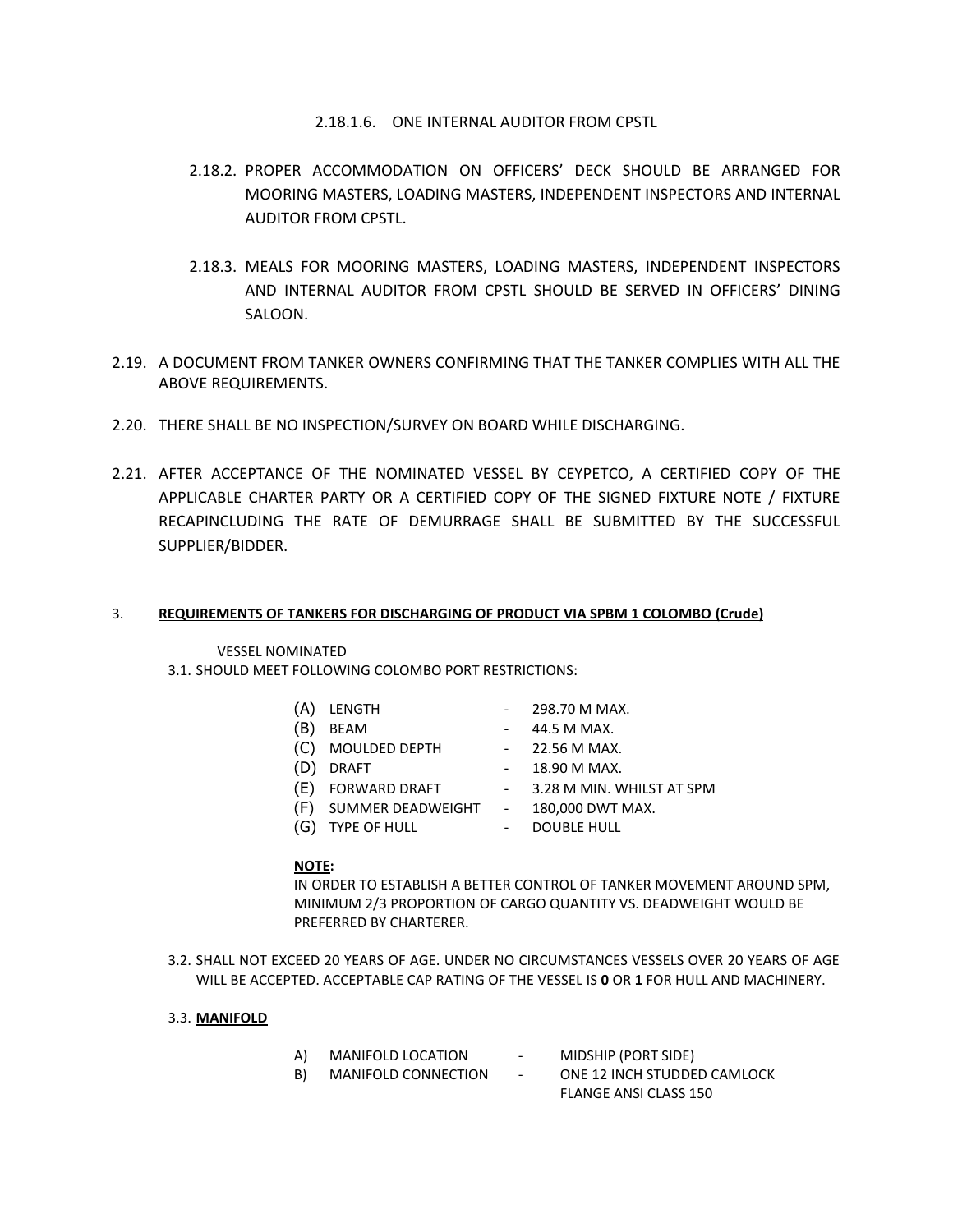2.18.1.6. ONE INTERNAL AUDITOR FROM CPSTL

2.18.2. PROPER ACCOMMODATION ON OFFICERS' DECK SHOULD BE ARRANGED FOR MOORING MASTERS, LOADING MASTERS, INDEPENDENT INSPECTORS AND INTERNAL AUDITOR FROM CPSTL.

2.18.3. MEALS FOR MOORING MASTERS, LOADING MASTERS, INDEPENDENT INSPECTORS AND INTERNAL AUDITOR FROM CPSTL SHOULD BE SERVED IN OFFICERS' DINING SALOON.

2.19. A DOCUMENT FROM TANKER OWNERS CONFIRMING THAT THE TANKER COMPLIES WITH ALL THE ABOVE REQUIREMENTS.

2.20. THERE SHALL BE NO INSPECTION/SURVEY ON BOARD WHILE DISCHARGING.

2.21. AFTER ACCEPTANCE OF THE NOMINATED VESSEL BY CEYPETCO, A CERTIFIED COPY OF THE APPLICABLE CHARTER PARTY OR A CERTIFIED COPY OF THE SIGNED FIXTURE NOTE / FIXTURE RECAPINCLUDING THE RATE OF DEMURRAGE SHALL BE SUBMITTED BY THE SUCCESSFUL SUPPLIER/BIDDER.

## 3. **<u>REQUIREMENTS OF TANKERS FOR DISCHARGING OF PRODUCT VIA SPBM 1 COLOMBO (Crude)</u>**

VESSEL NOMINATED

3.1. SHOULD MEET FOLLOWING COLOMBO PORT RESTRICTIONS:

(A) LENGTH - 298.70 M MAX.
(B) BEAM - 44.5 M MAX.
(C) MOULDED DEPTH - 22.56 M MAX.
(D) DRAFT - 18.90 M MAX.
(E) FORWARD DRAFT - 3.28 M MIN. WHILST AT SPM
(F) SUMMER DEADWEIGHT - 180,000 DWT MAX.
(G) TYPE OF HULL - DOUBLE HULL

**<u>NOTE</u>:**
IN ORDER TO ESTABLISH A BETTER CONTROL OF TANKER MOVEMENT AROUND SPM, MINIMUM 2/3 PROPORTION OF CARGO QUANTITY VS. DEADWEIGHT WOULD BE PREFERRED BY CHARTERER.

3.2. SHALL NOT EXCEED 20 YEARS OF AGE. UNDER NO CIRCUMSTANCES VESSELS OVER 20 YEARS OF AGE WILL BE ACCEPTED. ACCEPTABLE CAP RATING OF THE VESSEL IS **0** OR **1** FOR HULL AND MACHINERY.

3.3. **<u>MANIFOLD</u>**

A) MANIFOLD LOCATION - MIDSHIP (PORT SIDE)
B) MANIFOLD CONNECTION - ONE 12 INCH STUDDED CAMLOCK FLANGE ANSI CLASS 150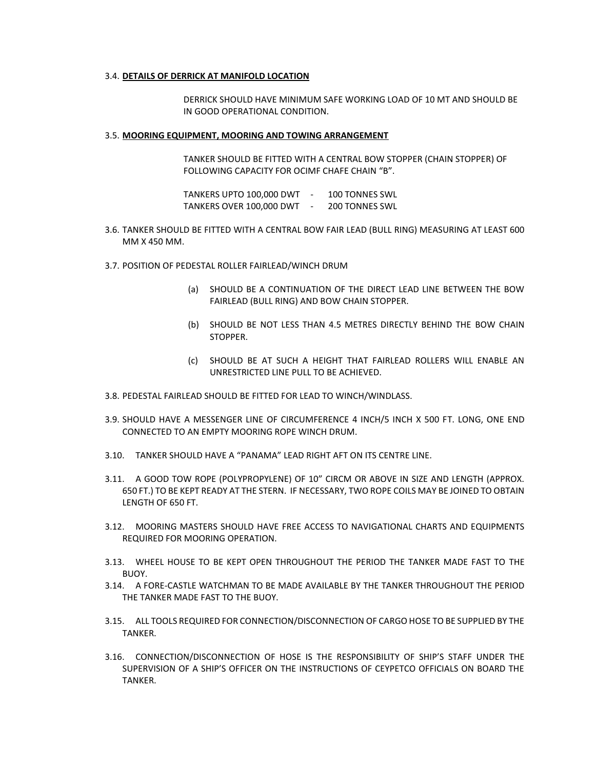3.4. **DETAILS OF DERRICK AT MANIFOLD LOCATION**

DERRICK SHOULD HAVE MINIMUM SAFE WORKING LOAD OF 10 MT AND SHOULD BE IN GOOD OPERATIONAL CONDITION.

3.5. **MOORING EQUIPMENT, MOORING AND TOWING ARRANGEMENT**

TANKER SHOULD BE FITTED WITH A CENTRAL BOW STOPPER (CHAIN STOPPER) OF FOLLOWING CAPACITY FOR OCIMF CHAFE CHAIN "B".

| | | |
|---|---|---|
| TANKERS UPTO 100,000 DWT | - | 100 TONNES SWL |
| TANKERS OVER 100,000 DWT | - | 200 TONNES SWL |

3.6. TANKER SHOULD BE FITTED WITH A CENTRAL BOW FAIR LEAD (BULL RING) MEASURING AT LEAST 600 MM X 450 MM.

3.7. POSITION OF PEDESTAL ROLLER FAIRLEAD/WINCH DRUM

(a) SHOULD BE A CONTINUATION OF THE DIRECT LEAD LINE BETWEEN THE BOW FAIRLEAD (BULL RING) AND BOW CHAIN STOPPER.

(b) SHOULD BE NOT LESS THAN 4.5 METRES DIRECTLY BEHIND THE BOW CHAIN STOPPER.

(c) SHOULD BE AT SUCH A HEIGHT THAT FAIRLEAD ROLLERS WILL ENABLE AN UNRESTRICTED LINE PULL TO BE ACHIEVED.

3.8. PEDESTAL FAIRLEAD SHOULD BE FITTED FOR LEAD TO WINCH/WINDLASS.

3.9. SHOULD HAVE A MESSENGER LINE OF CIRCUMFERENCE 4 INCH/5 INCH X 500 FT. LONG, ONE END CONNECTED TO AN EMPTY MOORING ROPE WINCH DRUM.

3.10. TANKER SHOULD HAVE A "PANAMA" LEAD RIGHT AFT ON ITS CENTRE LINE.

3.11. A GOOD TOW ROPE (POLYPROPYLENE) OF 10" CIRCM OR ABOVE IN SIZE AND LENGTH (APPROX. 650 FT.) TO BE KEPT READY AT THE STERN. IF NECESSARY, TWO ROPE COILS MAY BE JOINED TO OBTAIN LENGTH OF 650 FT.

3.12. MOORING MASTERS SHOULD HAVE FREE ACCESS TO NAVIGATIONAL CHARTS AND EQUIPMENTS REQUIRED FOR MOORING OPERATION.

3.13. WHEEL HOUSE TO BE KEPT OPEN THROUGHOUT THE PERIOD THE TANKER MADE FAST TO THE BUOY.

3.14. A FORE-CASTLE WATCHMAN TO BE MADE AVAILABLE BY THE TANKER THROUGHOUT THE PERIOD THE TANKER MADE FAST TO THE BUOY.

3.15. ALL TOOLS REQUIRED FOR CONNECTION/DISCONNECTION OF CARGO HOSE TO BE SUPPLIED BY THE TANKER.

3.16. CONNECTION/DISCONNECTION OF HOSE IS THE RESPONSIBILITY OF SHIP'S STAFF UNDER THE SUPERVISION OF A SHIP'S OFFICER ON THE INSTRUCTIONS OF CEYPETCO OFFICIALS ON BOARD THE TANKER.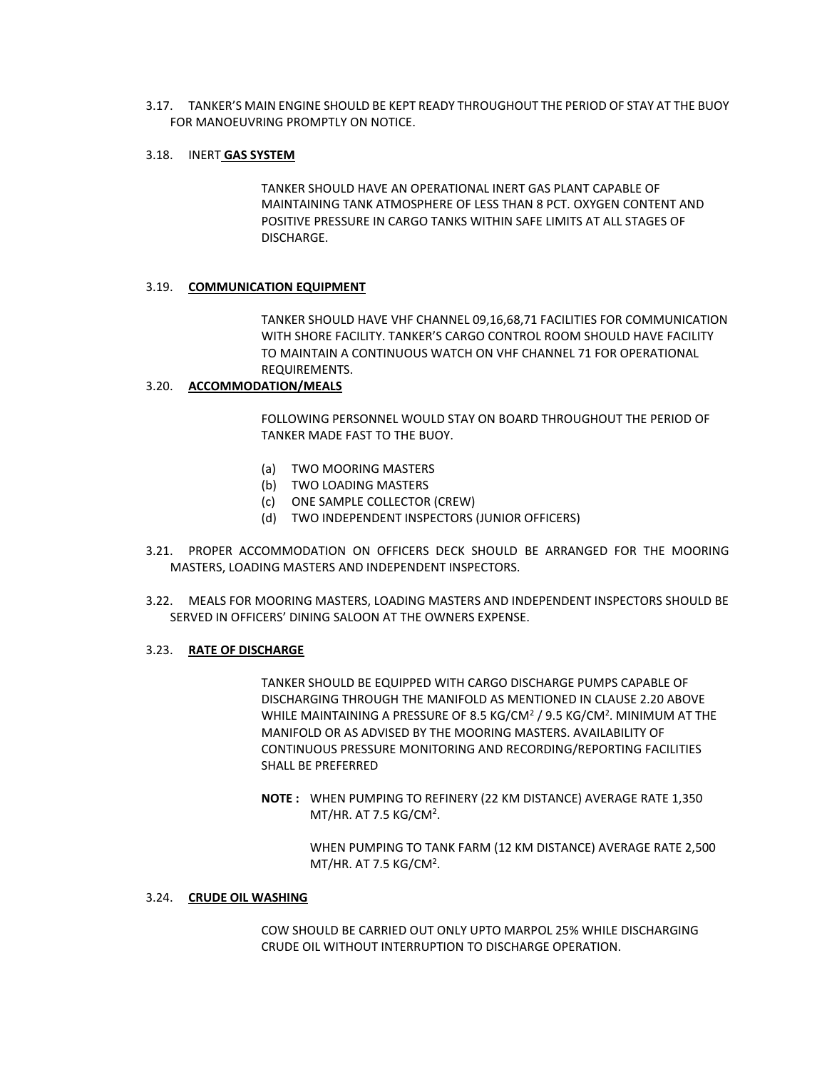3.17. TANKER'S MAIN ENGINE SHOULD BE KEPT READY THROUGHOUT THE PERIOD OF STAY AT THE BUOY FOR MANOEUVRING PROMPTLY ON NOTICE.

3.18. INERT **GAS SYSTEM**

TANKER SHOULD HAVE AN OPERATIONAL INERT GAS PLANT CAPABLE OF MAINTAINING TANK ATMOSPHERE OF LESS THAN 8 PCT. OXYGEN CONTENT AND POSITIVE PRESSURE IN CARGO TANKS WITHIN SAFE LIMITS AT ALL STAGES OF DISCHARGE.

3.19. **COMMUNICATION EQUIPMENT**

TANKER SHOULD HAVE VHF CHANNEL 09,16,68,71 FACILITIES FOR COMMUNICATION WITH SHORE FACILITY. TANKER'S CARGO CONTROL ROOM SHOULD HAVE FACILITY TO MAINTAIN A CONTINUOUS WATCH ON VHF CHANNEL 71 FOR OPERATIONAL REQUIREMENTS.

3.20. **ACCOMMODATION/MEALS**

FOLLOWING PERSONNEL WOULD STAY ON BOARD THROUGHOUT THE PERIOD OF TANKER MADE FAST TO THE BUOY.

(a) TWO MOORING MASTERS
(b) TWO LOADING MASTERS
(c) ONE SAMPLE COLLECTOR (CREW)
(d) TWO INDEPENDENT INSPECTORS (JUNIOR OFFICERS)

3.21. PROPER ACCOMMODATION ON OFFICERS DECK SHOULD BE ARRANGED FOR THE MOORING MASTERS, LOADING MASTERS AND INDEPENDENT INSPECTORS.

3.22. MEALS FOR MOORING MASTERS, LOADING MASTERS AND INDEPENDENT INSPECTORS SHOULD BE SERVED IN OFFICERS' DINING SALOON AT THE OWNERS EXPENSE.

3.23. **RATE OF DISCHARGE**

TANKER SHOULD BE EQUIPPED WITH CARGO DISCHARGE PUMPS CAPABLE OF DISCHARGING THROUGH THE MANIFOLD AS MENTIONED IN CLAUSE 2.20 ABOVE WHILE MAINTAINING A PRESSURE OF 8.5 KG/CM$^2$ / 9.5 KG/CM$^2$. MINIMUM AT THE MANIFOLD OR AS ADVISED BY THE MOORING MASTERS. AVAILABILITY OF CONTINUOUS PRESSURE MONITORING AND RECORDING/REPORTING FACILITIES SHALL BE PREFERRED

**NOTE :** WHEN PUMPING TO REFINERY (22 KM DISTANCE) AVERAGE RATE 1,350 MT/HR. AT 7.5 KG/CM$^2$.

WHEN PUMPING TO TANK FARM (12 KM DISTANCE) AVERAGE RATE 2,500 MT/HR. AT 7.5 KG/CM$^2$.

3.24. **CRUDE OIL WASHING**

COW SHOULD BE CARRIED OUT ONLY UPTO MARPOL 25% WHILE DISCHARGING CRUDE OIL WITHOUT INTERRUPTION TO DISCHARGE OPERATION.